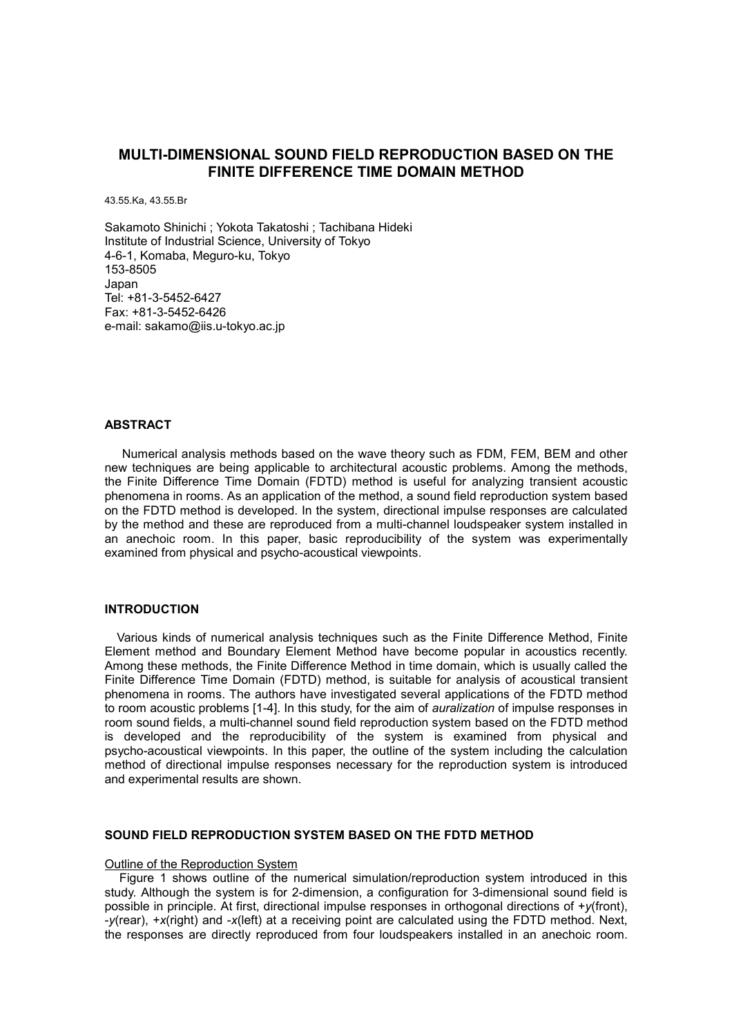# MULTI-DIMENSIONAL SOUND FIELD REPRODUCTION BASED ON THE FINITE DIFFERENCE TIME DOMAIN METHOD

43.55.Ka, 43.55.Br

Sakamoto Shinichi ; Yokota Takatoshi ; Tachibana Hideki
Institute of Industrial Science, University of Tokyo
4-6-1, Komaba, Meguro-ku, Tokyo
153-8505
Japan
Tel: +81-3-5452-6427
Fax: +81-3-5452-6426
e-mail: sakamo@iis.u-tokyo.ac.jp

## ABSTRACT

Numerical analysis methods based on the wave theory such as FDM, FEM, BEM and other new techniques are being applicable to architectural acoustic problems. Among the methods, the Finite Difference Time Domain (FDTD) method is useful for analyzing transient acoustic phenomena in rooms. As an application of the method, a sound field reproduction system based on the FDTD method is developed. In the system, directional impulse responses are calculated by the method and these are reproduced from a multi-channel loudspeaker system installed in an anechoic room. In this paper, basic reproducibility of the system was experimentally examined from physical and psycho-acoustical viewpoints.

## INTRODUCTION

Various kinds of numerical analysis techniques such as the Finite Difference Method, Finite Element method and Boundary Element Method have become popular in acoustics recently. Among these methods, the Finite Difference Method in time domain, which is usually called the Finite Difference Time Domain (FDTD) method, is suitable for analysis of acoustical transient phenomena in rooms. The authors have investigated several applications of the FDTD method to room acoustic problems [1-4]. In this study, for the aim of *auralization* of impulse responses in room sound fields, a multi-channel sound field reproduction system based on the FDTD method is developed and the reproducibility of the system is examined from physical and psycho-acoustical viewpoints. In this paper, the outline of the system including the calculation method of directional impulse responses necessary for the reproduction system is introduced and experimental results are shown.

## SOUND FIELD REPRODUCTION SYSTEM BASED ON THE FDTD METHOD

### Outline of the Reproduction System

Figure 1 shows outline of the numerical simulation/reproduction system introduced in this study. Although the system is for 2-dimension, a configuration for 3-dimensional sound field is possible in principle. At first, directional impulse responses in orthogonal directions of +*y*(front), -*y*(rear), +*x*(right) and -*x*(left) at a receiving point are calculated using the FDTD method. Next, the responses are directly reproduced from four loudspeakers installed in an anechoic room.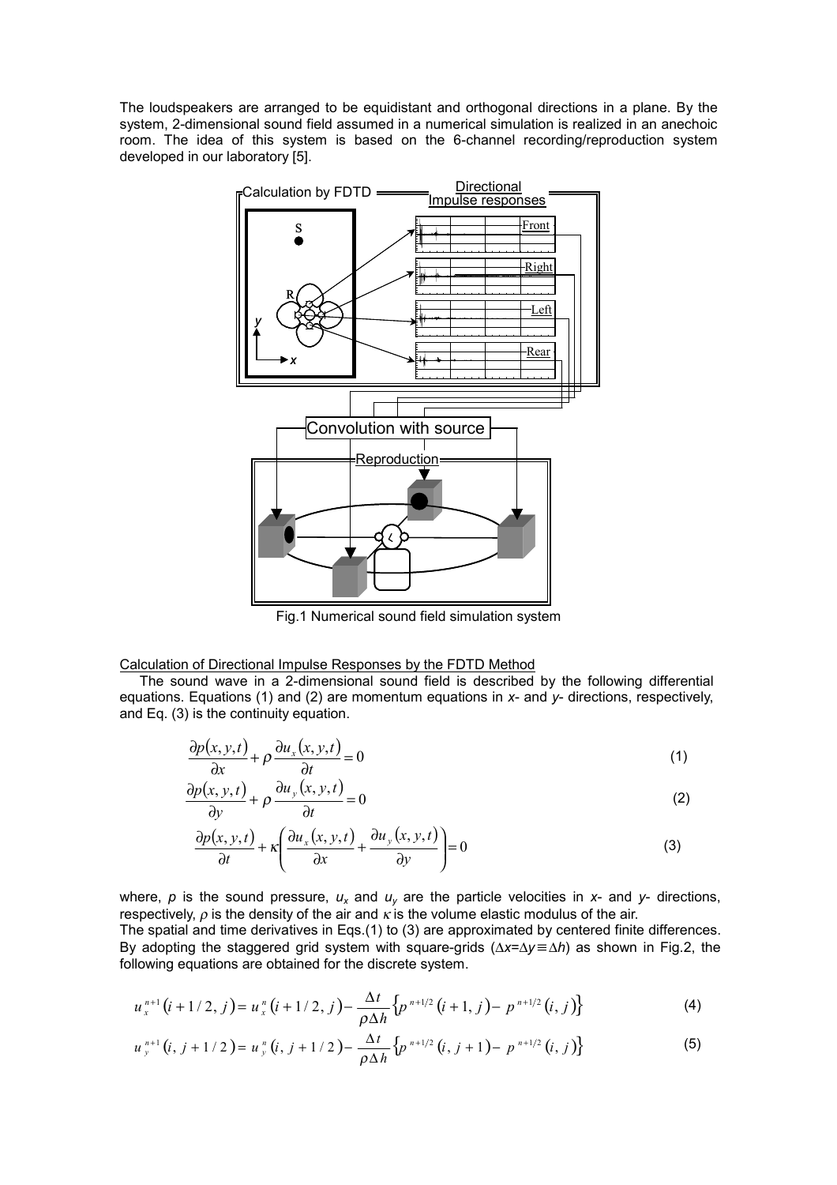The loudspeakers are arranged to be equidistant and orthogonal directions in a plane. By the system, 2-dimensional sound field assumed in a numerical simulation is realized in an anechoic room. The idea of this system is based on the 6-channel recording/reproduction system developed in our laboratory [5].

Fig.1 Numerical sound field simulation system

Calculation of Directional Impulse Responses by the FDTD Method

The sound wave in a 2-dimensional sound field is described by the following differential equations. Equations (1) and (2) are momentum equations in *x*- and *y*- directions, respectively, and Eq. (3) is the continuity equation.

$$\frac{\partial p(x,y,t)}{\partial x} + \rho \frac{\partial u_x(x,y,t)}{\partial t} = 0 \tag{1}$$

$$\frac{\partial p(x,y,t)}{\partial y} + \rho \frac{\partial u_y(x,y,t)}{\partial t} = 0 \tag{2}$$

$$\frac{\partial p(x,y,t)}{\partial t} + \kappa \left( \frac{\partial u_x(x,y,t)}{\partial x} + \frac{\partial u_y(x,y,t)}{\partial y} \right) = 0 \tag{3}$$

where, $p$ is the sound pressure, $u_x$ and $u_y$ are the particle velocities in *x*- and *y*- directions, respectively, $\rho$ is the density of the air and $\kappa$ is the volume elastic modulus of the air.
The spatial and time derivatives in Eqs.(1) to (3) are approximated by centered finite differences. By adopting the staggered grid system with square-grids ($\Delta x = \Delta y \equiv \Delta h$) as shown in Fig.2, the following equations are obtained for the discrete system.

$$u_x^{n+1}(i+1/2, j) = u_x^{n}(i+1/2, j) - \frac{\Delta t}{\rho \Delta h} \left\{ p^{n+1/2}(i+1, j) - p^{n+1/2}(i, j) \right\} \tag{4}$$

$$u_y^{n+1}(i, j+1/2) = u_y^{n}(i, j+1/2) - \frac{\Delta t}{\rho \Delta h} \left\{ p^{n+1/2}(i, j+1) - p^{n+1/2}(i, j) \right\} \tag{5}$$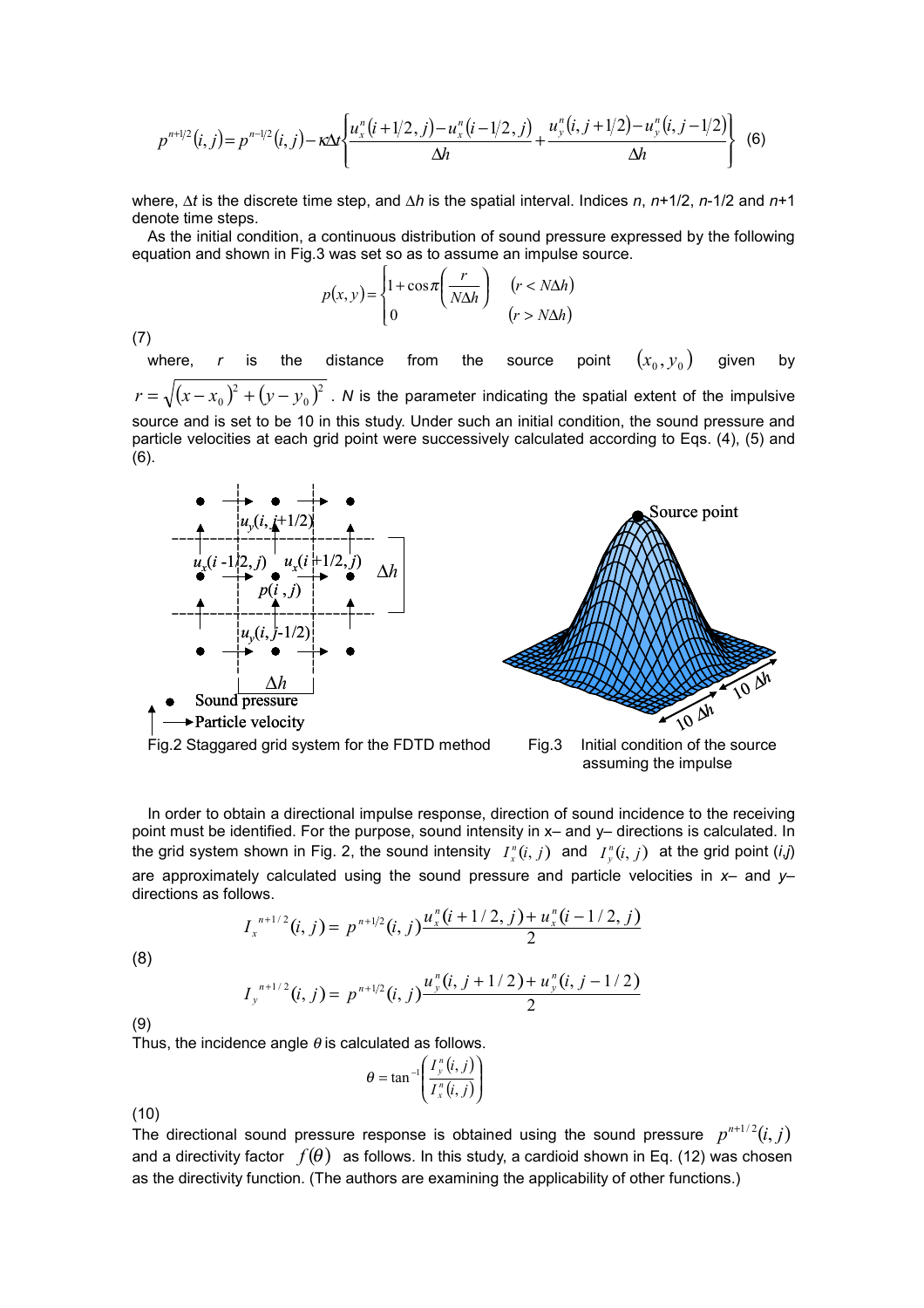$$p^{n+1/2}(i,j) = p^{n-1/2}(i,j) - \kappa\Delta t\left\{\frac{u_x^n(i+1/2,j) - u_x^n(i-1/2,j)}{\Delta h} + \frac{u_y^n(i,j+1/2) - u_y^n(i,j-1/2)}{\Delta h}\right\} \quad (6)$$

where, $\Delta t$ is the discrete time step, and $\Delta h$ is the spatial interval. Indices $n$, $n$+1/2, $n$-1/2 and $n$+1 denote time steps.

As the initial condition, a continuous distribution of sound pressure expressed by the following equation and shown in Fig.3 was set so as to assume an impulse source.

$$p(x,y) = \begin{cases} 1 + \cos\pi\left(\dfrac{r}{N\Delta h}\right) & (r < N\Delta h) \\ 0 & (r > N\Delta h) \end{cases}$$

(7)

where, $r$ is the distance from the source point $(x_0, y_0)$ given by $r = \sqrt{(x-x_0)^2 + (y-y_0)^2}$ . $N$ is the parameter indicating the spatial extent of the impulsive source and is set to be 10 in this study. Under such an initial condition, the sound pressure and particle velocities at each grid point were successively calculated according to Eqs. (4), (5) and (6).

Fig.2 Staggered grid system for the FDTD method

Fig.3 Initial condition of the source assuming the impulse

In order to obtain a directional impulse response, direction of sound incidence to the receiving point must be identified. For the purpose, sound intensity in x– and y– directions is calculated. In the grid system shown in Fig. 2, the sound intensity $I_x^n(i,j)$ and $I_y^n(i,j)$ at the grid point ($i$,$j$) are approximately calculated using the sound pressure and particle velocities in $x$– and $y$– directions as follows.

$$I_x^{n+1/2}(i,j) = p^{n+1/2}(i,j)\frac{u_x^n(i+1/2,j) + u_x^n(i-1/2,j)}{2}$$

(8)

$$I_y^{n+1/2}(i,j) = p^{n+1/2}(i,j)\frac{u_y^n(i,j+1/2) + u_y^n(i,j-1/2)}{2}$$

(9)

Thus, the incidence angle $\theta$ is calculated as follows.

$$\theta = \tan^{-1}\left(\frac{I_y^n(i,j)}{I_x^n(i,j)}\right)$$

(10)

The directional sound pressure response is obtained using the sound pressure $p^{n+1/2}(i,j)$ and a directivity factor $f(\theta)$ as follows. In this study, a cardioid shown in Eq. (12) was chosen as the directivity function. (The authors are examining the applicability of other functions.)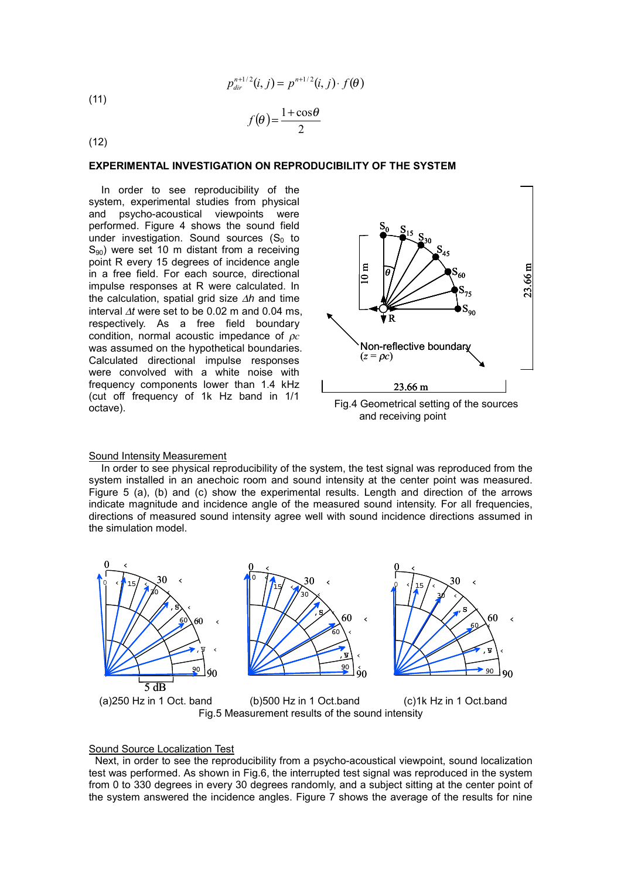$$p_{dir}^{n+1/2}(i,j) = p^{n+1/2}(i,j) \cdot f(\theta) \tag{11}$$

$$f(\theta) = \frac{1+\cos\theta}{2} \tag{12}$$

## EXPERIMENTAL INVESTIGATION ON REPRODUCIBILITY OF THE SYSTEM

In order to see reproducibility of the system, experimental studies from physical and psycho-acoustical viewpoints were performed. Figure 4 shows the sound field under investigation. Sound sources ($S_0$ to $S_{90}$) were set 10 m distant from a receiving point R every 15 degrees of incidence angle in a free field. For each source, directional impulse responses at R were calculated. In the calculation, spatial grid size $\Delta h$ and time interval $\Delta t$ were set to be 0.02 m and 0.04 ms, respectively. As a free field boundary condition, normal acoustic impedance of $\rho c$ was assumed on the hypothetical boundaries. Calculated directional impulse responses were convolved with a white noise with frequency components lower than 1.4 kHz (cut off frequency of 1k Hz band in 1/1 octave).

Fig.4 Geometrical setting of the sources and receiving point

### Sound Intensity Measurement

In order to see physical reproducibility of the system, the test signal was reproduced from the system installed in an anechoic room and sound intensity at the center point was measured. Figure 5 (a), (b) and (c) show the experimental results. Length and direction of the arrows indicate magnitude and incidence angle of the measured sound intensity. For all frequencies, directions of measured sound intensity agree well with sound incidence directions assumed in the simulation model.

(a)250 Hz in 1 Oct. band (b)500 Hz in 1 Oct.band (c)1k Hz in 1 Oct.band

Fig.5 Measurement results of the sound intensity

### Sound Source Localization Test

Next, in order to see the reproducibility from a psycho-acoustical viewpoint, sound localization test was performed. As shown in Fig.6, the interrupted test signal was reproduced in the system from 0 to 330 degrees in every 30 degrees randomly, and a subject sitting at the center point of the system answered the incidence angles. Figure 7 shows the average of the results for nine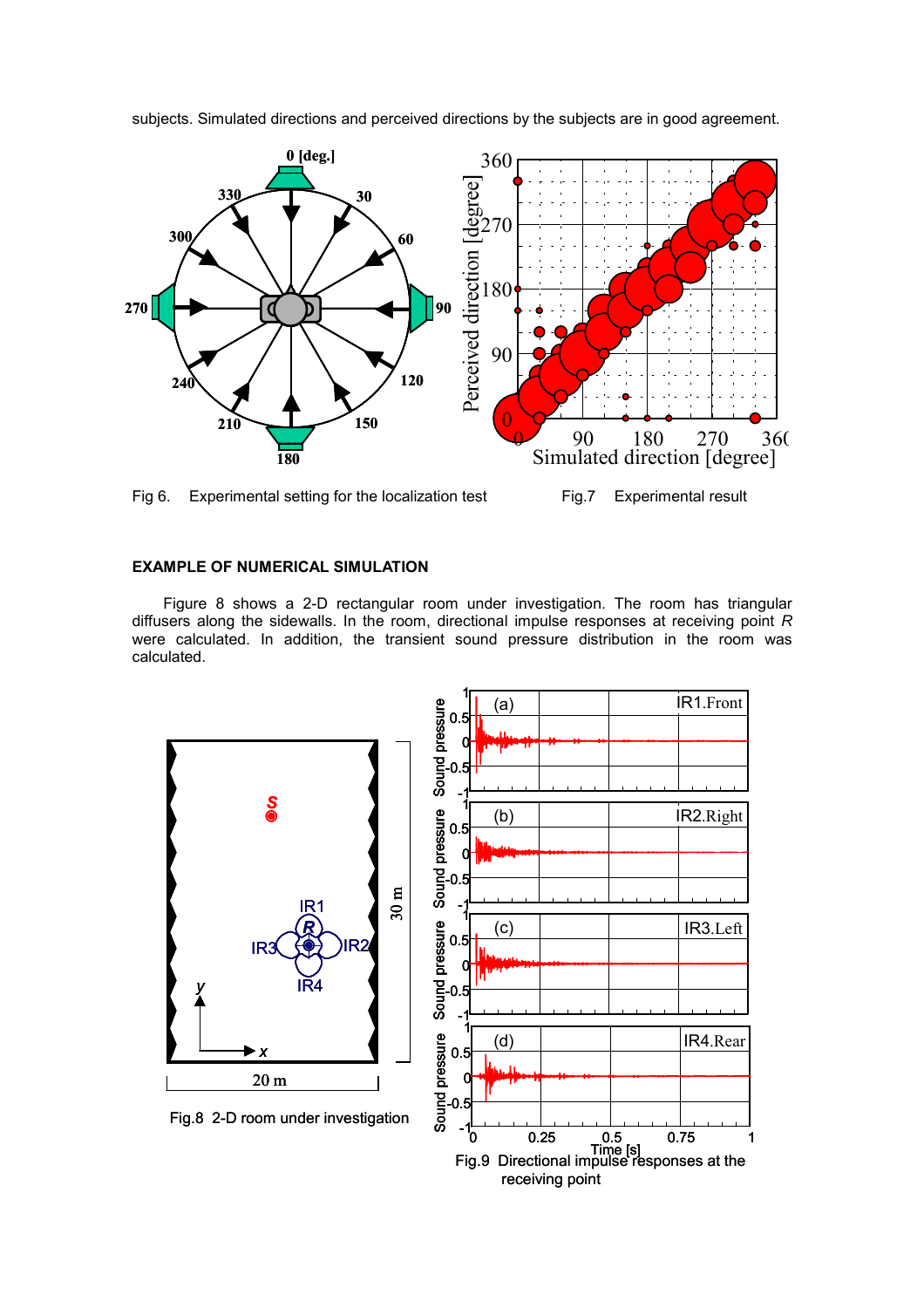subjects. Simulated directions and perceived directions by the subjects are in good agreement.

Fig 6. Experimental setting for the localization test

Fig.7 Experimental result

## EXAMPLE OF NUMERICAL SIMULATION

Figure 8 shows a 2-D rectangular room under investigation. The room has triangular diffusers along the sidewalls. In the room, directional impulse responses at receiving point *R* were calculated. In addition, the transient sound pressure distribution in the room was calculated.

Fig.8 2-D room under investigation

Fig.9 Directional impulse responses at the receiving point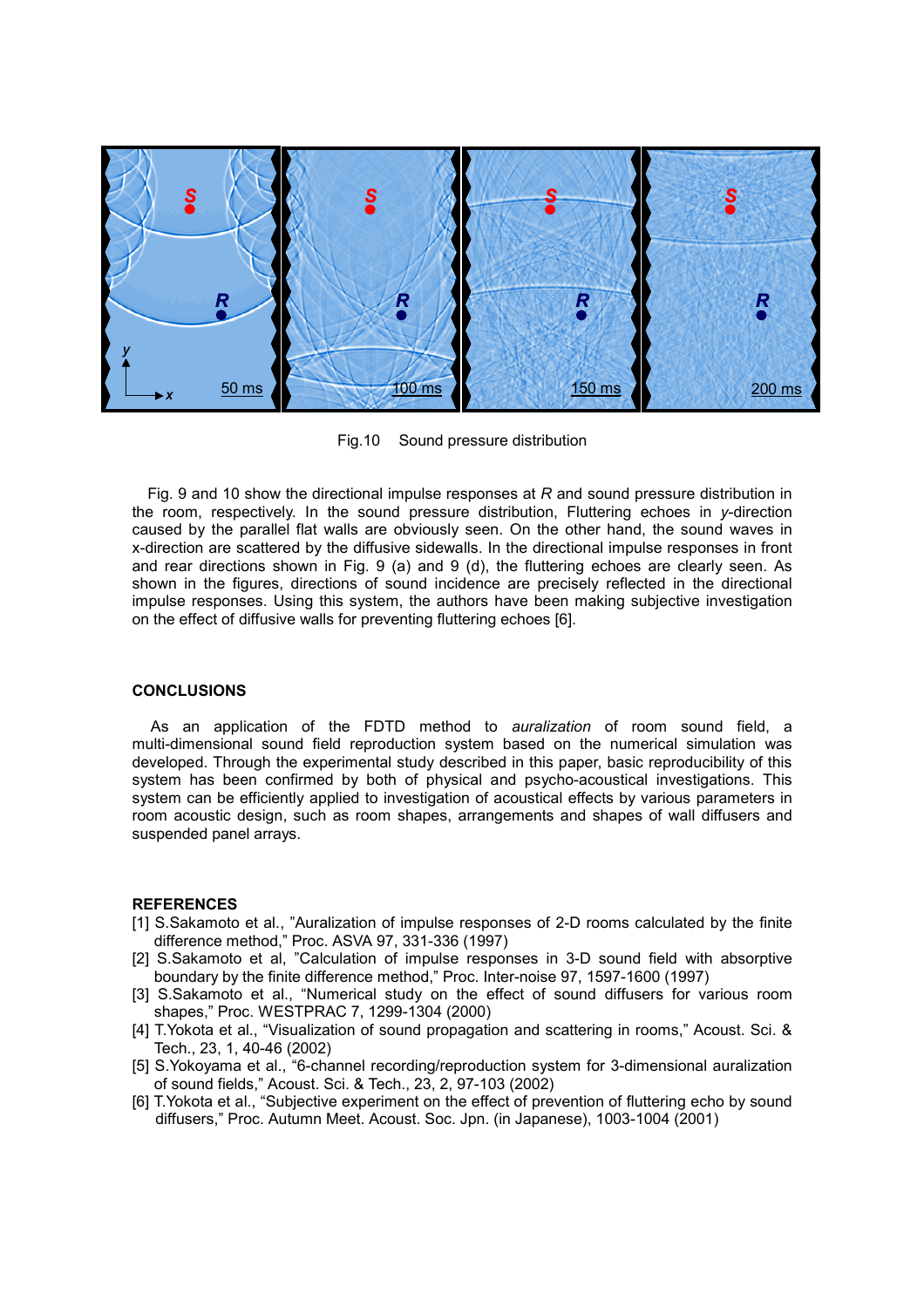S
R
y
x
50 ms

S
R
100 ms

S
R
150 ms

S
R
200 ms

Fig.10 Sound pressure distribution

Fig. 9 and 10 show the directional impulse responses at *R* and sound pressure distribution in the room, respectively. In the sound pressure distribution, Fluttering echoes in *y*-direction caused by the parallel flat walls are obviously seen. On the other hand, the sound waves in x-direction are scattered by the diffusive sidewalls. In the directional impulse responses in front and rear directions shown in Fig. 9 (a) and 9 (d), the fluttering echoes are clearly seen. As shown in the figures, directions of sound incidence are precisely reflected in the directional impulse responses. Using this system, the authors have been making subjective investigation on the effect of diffusive walls for preventing fluttering echoes [6].

## CONCLUSIONS

As an application of the FDTD method to *auralization* of room sound field, a multi-dimensional sound field reproduction system based on the numerical simulation was developed. Through the experimental study described in this paper, basic reproducibility of this system has been confirmed by both of physical and psycho-acoustical investigations. This system can be efficiently applied to investigation of acoustical effects by various parameters in room acoustic design, such as room shapes, arrangements and shapes of wall diffusers and suspended panel arrays.

## REFERENCES

[1] S.Sakamoto et al., "Auralization of impulse responses of 2-D rooms calculated by the finite difference method," Proc. ASVA 97, 331-336 (1997)
[2] S.Sakamoto et al, "Calculation of impulse responses in 3-D sound field with absorptive boundary by the finite difference method," Proc. Inter-noise 97, 1597-1600 (1997)
[3] S.Sakamoto et al., "Numerical study on the effect of sound diffusers for various room shapes," Proc. WESTPRAC 7, 1299-1304 (2000)
[4] T.Yokota et al., "Visualization of sound propagation and scattering in rooms," Acoust. Sci. & Tech., 23, 1, 40-46 (2002)
[5] S.Yokoyama et al., "6-channel recording/reproduction system for 3-dimensional auralization of sound fields," Acoust. Sci. & Tech., 23, 2, 97-103 (2002)
[6] T.Yokota et al., "Subjective experiment on the effect of prevention of fluttering echo by sound diffusers," Proc. Autumn Meet. Acoust. Soc. Jpn. (in Japanese), 1003-1004 (2001)